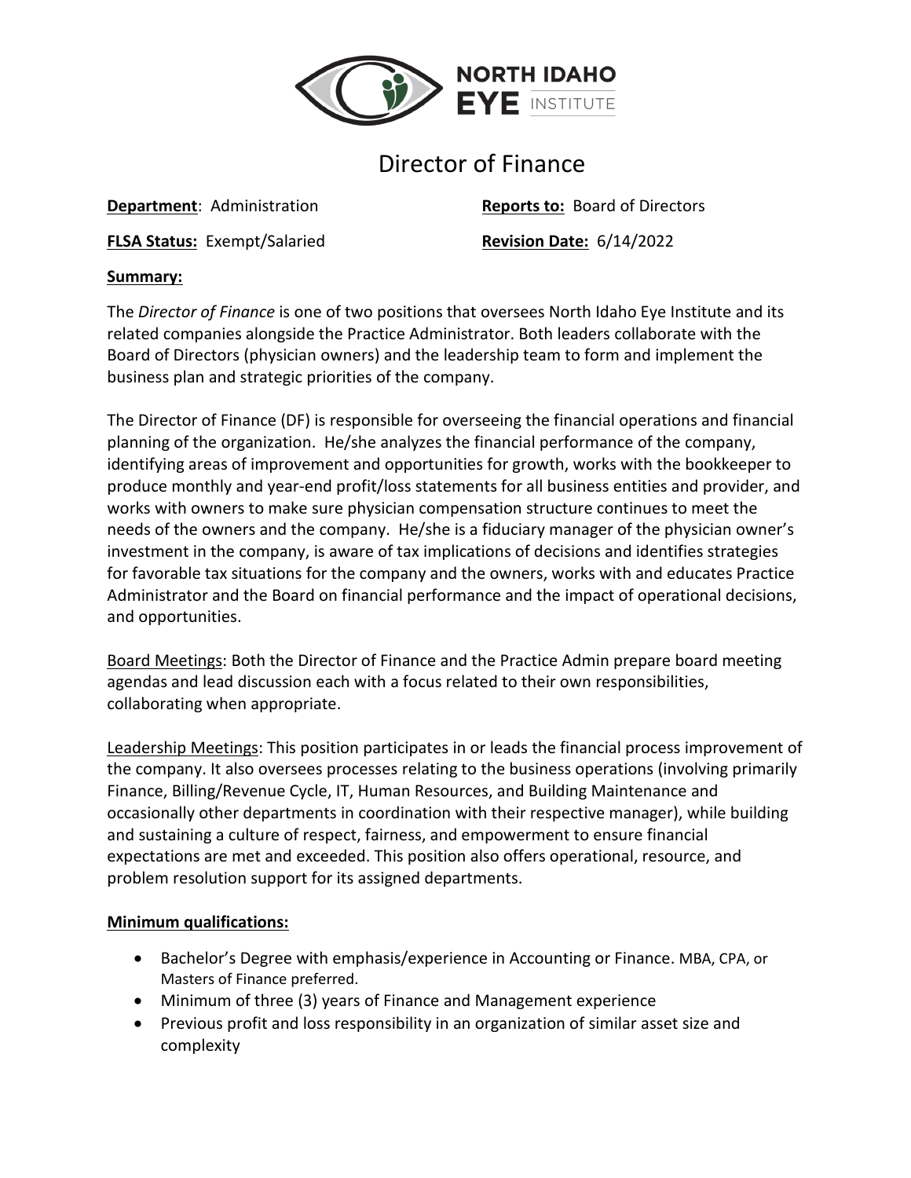# Director of Finance

**Department**: Administration

**Reports to:** Board of Directors

**FLSA Status:** Exempt/Salaried

**Revision Date:** 6/14/2022

**Summary:**

The *Director of Finance* is one of two positions that oversees North Idaho Eye Institute and its related companies alongside the Practice Administrator. Both leaders collaborate with the Board of Directors (physician owners) and the leadership team to form and implement the business plan and strategic priorities of the company.

The Director of Finance (DF) is responsible for overseeing the financial operations and financial planning of the organization. He/she analyzes the financial performance of the company, identifying areas of improvement and opportunities for growth, works with the bookkeeper to produce monthly and year-end profit/loss statements for all business entities and provider, and works with owners to make sure physician compensation structure continues to meet the needs of the owners and the company. He/she is a fiduciary manager of the physician owner's investment in the company, is aware of tax implications of decisions and identifies strategies for favorable tax situations for the company and the owners, works with and educates Practice Administrator and the Board on financial performance and the impact of operational decisions, and opportunities.

Board Meetings: Both the Director of Finance and the Practice Admin prepare board meeting agendas and lead discussion each with a focus related to their own responsibilities, collaborating when appropriate.

Leadership Meetings: This position participates in or leads the financial process improvement of the company. It also oversees processes relating to the business operations (involving primarily Finance, Billing/Revenue Cycle, IT, Human Resources, and Building Maintenance and occasionally other departments in coordination with their respective manager), while building and sustaining a culture of respect, fairness, and empowerment to ensure financial expectations are met and exceeded. This position also offers operational, resource, and problem resolution support for its assigned departments.

**Minimum qualifications:**

- Bachelor's Degree with emphasis/experience in Accounting or Finance. MBA, CPA, or Masters of Finance preferred.
- Minimum of three (3) years of Finance and Management experience
- Previous profit and loss responsibility in an organization of similar asset size and complexity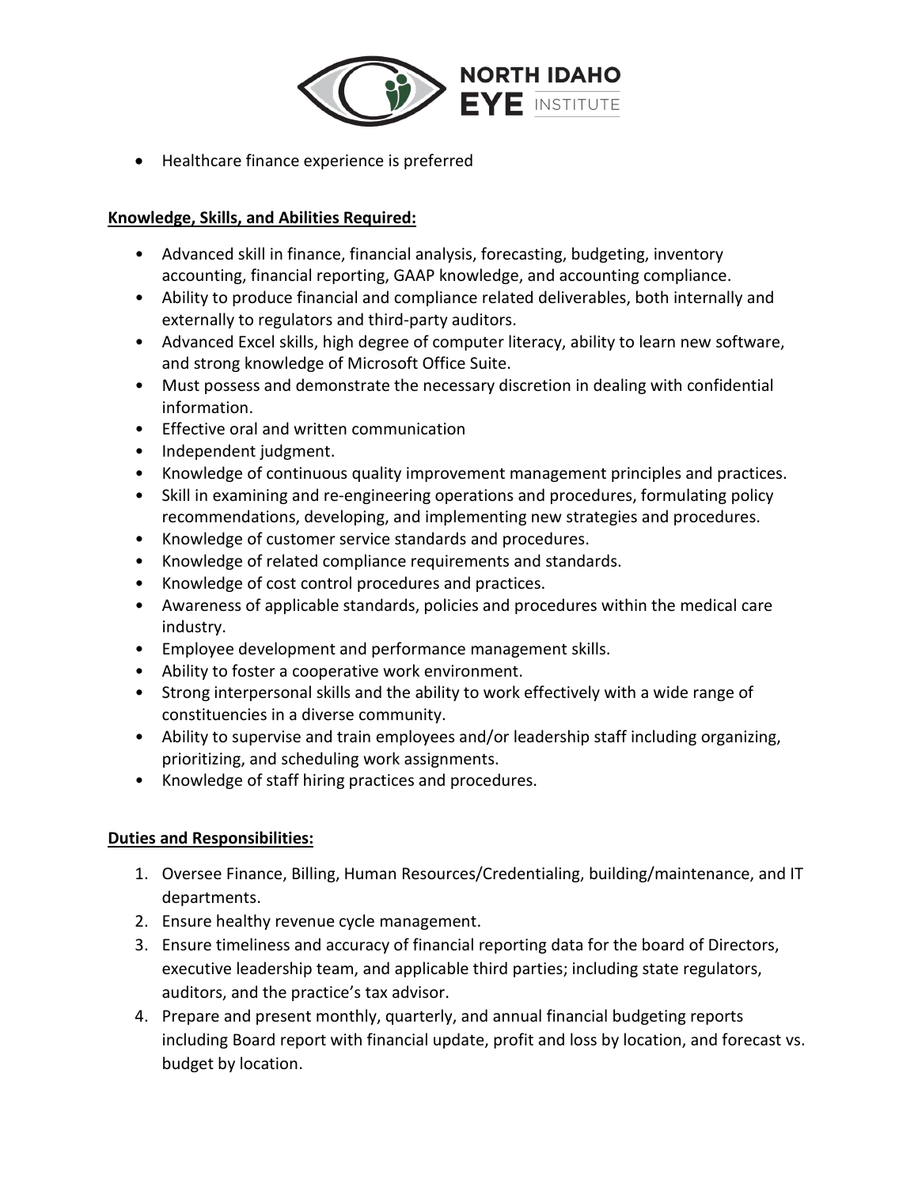- Healthcare finance experience is preferred

**Knowledge, Skills, and Abilities Required:**

- Advanced skill in finance, financial analysis, forecasting, budgeting, inventory accounting, financial reporting, GAAP knowledge, and accounting compliance.
- Ability to produce financial and compliance related deliverables, both internally and externally to regulators and third-party auditors.
- Advanced Excel skills, high degree of computer literacy, ability to learn new software, and strong knowledge of Microsoft Office Suite.
- Must possess and demonstrate the necessary discretion in dealing with confidential information.
- Effective oral and written communication
- Independent judgment.
- Knowledge of continuous quality improvement management principles and practices.
- Skill in examining and re-engineering operations and procedures, formulating policy recommendations, developing, and implementing new strategies and procedures.
- Knowledge of customer service standards and procedures.
- Knowledge of related compliance requirements and standards.
- Knowledge of cost control procedures and practices.
- Awareness of applicable standards, policies and procedures within the medical care industry.
- Employee development and performance management skills.
- Ability to foster a cooperative work environment.
- Strong interpersonal skills and the ability to work effectively with a wide range of constituencies in a diverse community.
- Ability to supervise and train employees and/or leadership staff including organizing, prioritizing, and scheduling work assignments.
- Knowledge of staff hiring practices and procedures.

**Duties and Responsibilities:**

1. Oversee Finance, Billing, Human Resources/Credentialing, building/maintenance, and IT departments.
2. Ensure healthy revenue cycle management.
3. Ensure timeliness and accuracy of financial reporting data for the board of Directors, executive leadership team, and applicable third parties; including state regulators, auditors, and the practice's tax advisor.
4. Prepare and present monthly, quarterly, and annual financial budgeting reports including Board report with financial update, profit and loss by location, and forecast vs. budget by location.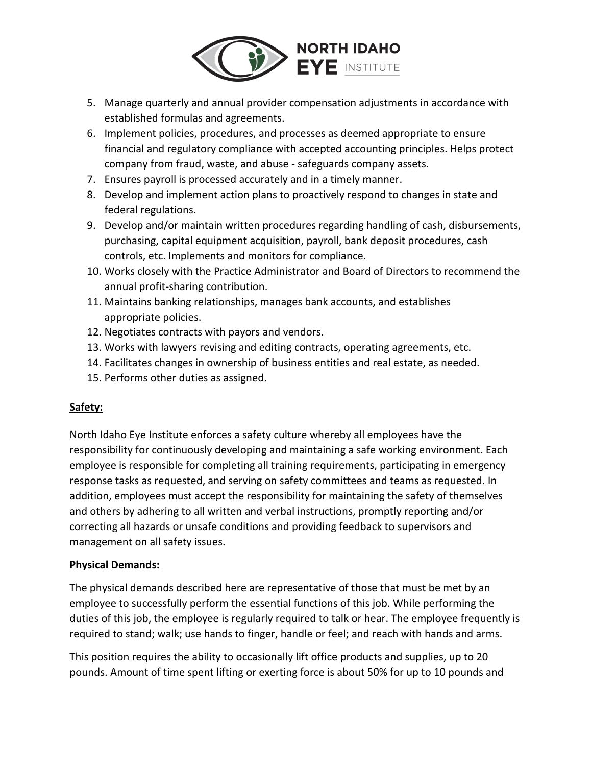5. Manage quarterly and annual provider compensation adjustments in accordance with established formulas and agreements.
6. Implement policies, procedures, and processes as deemed appropriate to ensure financial and regulatory compliance with accepted accounting principles. Helps protect company from fraud, waste, and abuse - safeguards company assets.
7. Ensures payroll is processed accurately and in a timely manner.
8. Develop and implement action plans to proactively respond to changes in state and federal regulations.
9. Develop and/or maintain written procedures regarding handling of cash, disbursements, purchasing, capital equipment acquisition, payroll, bank deposit procedures, cash controls, etc. Implements and monitors for compliance.
10. Works closely with the Practice Administrator and Board of Directors to recommend the annual profit-sharing contribution.
11. Maintains banking relationships, manages bank accounts, and establishes appropriate policies.
12. Negotiates contracts with payors and vendors.
13. Works with lawyers revising and editing contracts, operating agreements, etc.
14. Facilitates changes in ownership of business entities and real estate, as needed.
15. Performs other duties as assigned.

**Safety:**

North Idaho Eye Institute enforces a safety culture whereby all employees have the responsibility for continuously developing and maintaining a safe working environment. Each employee is responsible for completing all training requirements, participating in emergency response tasks as requested, and serving on safety committees and teams as requested. In addition, employees must accept the responsibility for maintaining the safety of themselves and others by adhering to all written and verbal instructions, promptly reporting and/or correcting all hazards or unsafe conditions and providing feedback to supervisors and management on all safety issues.

**Physical Demands:**

The physical demands described here are representative of those that must be met by an employee to successfully perform the essential functions of this job. While performing the duties of this job, the employee is regularly required to talk or hear. The employee frequently is required to stand; walk; use hands to finger, handle or feel; and reach with hands and arms.

This position requires the ability to occasionally lift office products and supplies, up to 20 pounds. Amount of time spent lifting or exerting force is about 50% for up to 10 pounds and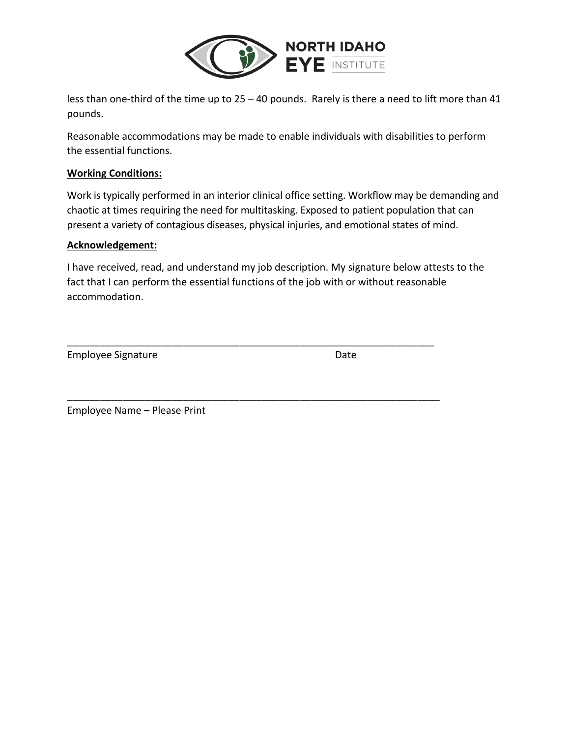less than one-third of the time up to 25 – 40 pounds. Rarely is there a need to lift more than 41 pounds.

Reasonable accommodations may be made to enable individuals with disabilities to perform the essential functions.

**Working Conditions:**

Work is typically performed in an interior clinical office setting. Workflow may be demanding and chaotic at times requiring the need for multitasking. Exposed to patient population that can present a variety of contagious diseases, physical injuries, and emotional states of mind.

**Acknowledgement:**

I have received, read, and understand my job description. My signature below attests to the fact that I can perform the essential functions of the job with or without reasonable accommodation.

\_\_\_\_\_\_\_\_\_\_\_\_\_\_\_\_\_\_\_\_\_\_\_\_\_\_\_\_\_\_\_\_\_\_\_\_\_\_\_\_\_\_\_\_\_\_\_\_\_\_\_\_\_\_\_\_\_\_\_\_\_\_\_\_\_\_

Employee Signature Date

\_\_\_\_\_\_\_\_\_\_\_\_\_\_\_\_\_\_\_\_\_\_\_\_\_\_\_\_\_\_\_\_\_\_\_\_\_\_\_\_\_\_\_\_\_\_\_\_\_\_\_\_\_\_\_\_\_\_\_\_\_\_\_\_\_\_

Employee Name – Please Print